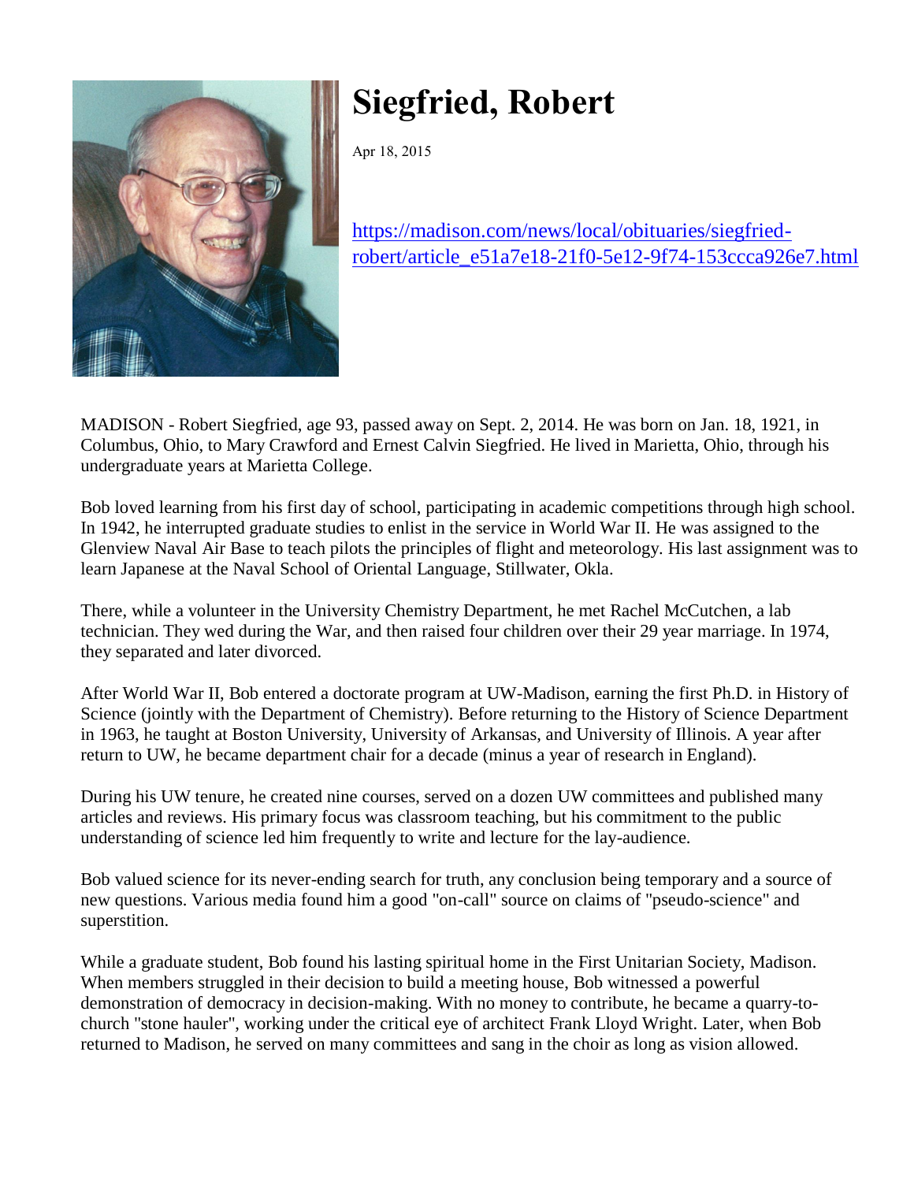# Siegfried, Robert

Apr 18, 2015

https://madison.com/news/local/obituaries/siegfried-robert/article_e51a7e18-21f0-5e12-9f74-153ccca926e7.html

MADISON - Robert Siegfried, age 93, passed away on Sept. 2, 2014. He was born on Jan. 18, 1921, in Columbus, Ohio, to Mary Crawford and Ernest Calvin Siegfried. He lived in Marietta, Ohio, through his undergraduate years at Marietta College.

Bob loved learning from his first day of school, participating in academic competitions through high school. In 1942, he interrupted graduate studies to enlist in the service in World War II. He was assigned to the Glenview Naval Air Base to teach pilots the principles of flight and meteorology. His last assignment was to learn Japanese at the Naval School of Oriental Language, Stillwater, Okla.

There, while a volunteer in the University Chemistry Department, he met Rachel McCutchen, a lab technician. They wed during the War, and then raised four children over their 29 year marriage. In 1974, they separated and later divorced.

After World War II, Bob entered a doctorate program at UW-Madison, earning the first Ph.D. in History of Science (jointly with the Department of Chemistry). Before returning to the History of Science Department in 1963, he taught at Boston University, University of Arkansas, and University of Illinois. A year after return to UW, he became department chair for a decade (minus a year of research in England).

During his UW tenure, he created nine courses, served on a dozen UW committees and published many articles and reviews. His primary focus was classroom teaching, but his commitment to the public understanding of science led him frequently to write and lecture for the lay-audience.

Bob valued science for its never-ending search for truth, any conclusion being temporary and a source of new questions. Various media found him a good "on-call" source on claims of "pseudo-science" and superstition.

While a graduate student, Bob found his lasting spiritual home in the First Unitarian Society, Madison. When members struggled in their decision to build a meeting house, Bob witnessed a powerful demonstration of democracy in decision-making. With no money to contribute, he became a quarry-to-church "stone hauler", working under the critical eye of architect Frank Lloyd Wright. Later, when Bob returned to Madison, he served on many committees and sang in the choir as long as vision allowed.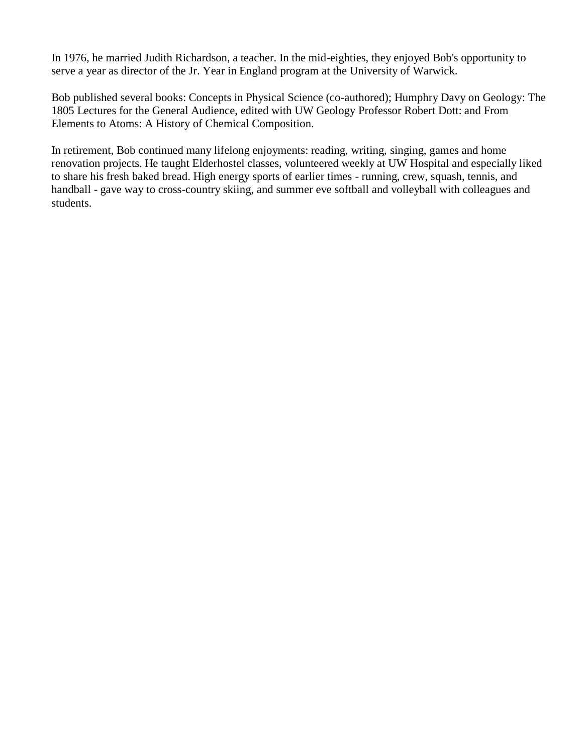In 1976, he married Judith Richardson, a teacher. In the mid-eighties, they enjoyed Bob's opportunity to serve a year as director of the Jr. Year in England program at the University of Warwick.

Bob published several books: Concepts in Physical Science (co-authored); Humphry Davy on Geology: The 1805 Lectures for the General Audience, edited with UW Geology Professor Robert Dott: and From Elements to Atoms: A History of Chemical Composition.

In retirement, Bob continued many lifelong enjoyments: reading, writing, singing, games and home renovation projects. He taught Elderhostel classes, volunteered weekly at UW Hospital and especially liked to share his fresh baked bread. High energy sports of earlier times - running, crew, squash, tennis, and handball - gave way to cross-country skiing, and summer eve softball and volleyball with colleagues and students.